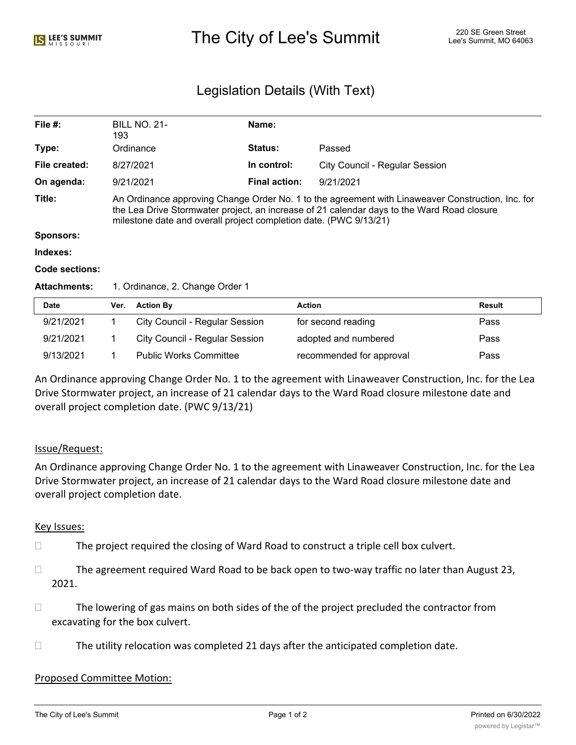# The City of Lee's Summit

220 SE Green Street
Lee's Summit, MO 64063

## Legislation Details (With Text)

| | | | |
|---|---|---|---|
| **File #:** | BILL NO. 21-193 | **Name:** | |
| **Type:** | Ordinance | **Status:** | Passed |
| **File created:** | 8/27/2021 | **In control:** | City Council - Regular Session |
| **On agenda:** | 9/21/2021 | **Final action:** | 9/21/2021 |

**Title:** An Ordinance approving Change Order No. 1 to the agreement with Linaweaver Construction, Inc. for the Lea Drive Stormwater project, an increase of 21 calendar days to the Ward Road closure milestone date and overall project completion date. (PWC 9/13/21)

**Sponsors:**

**Indexes:**

**Code sections:**

**Attachments:** 1. Ordinance, 2. Change Order 1

| Date | Ver. | Action By | Action | Result |
|---|---|---|---|---|
| 9/21/2021 | 1 | City Council - Regular Session | for second reading | Pass |
| 9/21/2021 | 1 | City Council - Regular Session | adopted and numbered | Pass |
| 9/13/2021 | 1 | Public Works Committee | recommended for approval | Pass |

An Ordinance approving Change Order No. 1 to the agreement with Linaweaver Construction, Inc. for the Lea Drive Stormwater project, an increase of 21 calendar days to the Ward Road closure milestone date and overall project completion date. (PWC 9/13/21)

Issue/Request:

An Ordinance approving Change Order No. 1 to the agreement with Linaweaver Construction, Inc. for the Lea Drive Stormwater project, an increase of 21 calendar days to the Ward Road closure milestone date and overall project completion date.

Key Issues:

- The project required the closing of Ward Road to construct a triple cell box culvert.
- The agreement required Ward Road to be back open to two-way traffic no later than August 23, 2021.
- The lowering of gas mains on both sides of the of the project precluded the contractor from excavating for the box culvert.
- The utility relocation was completed 21 days after the anticipated completion date.

Proposed Committee Motion: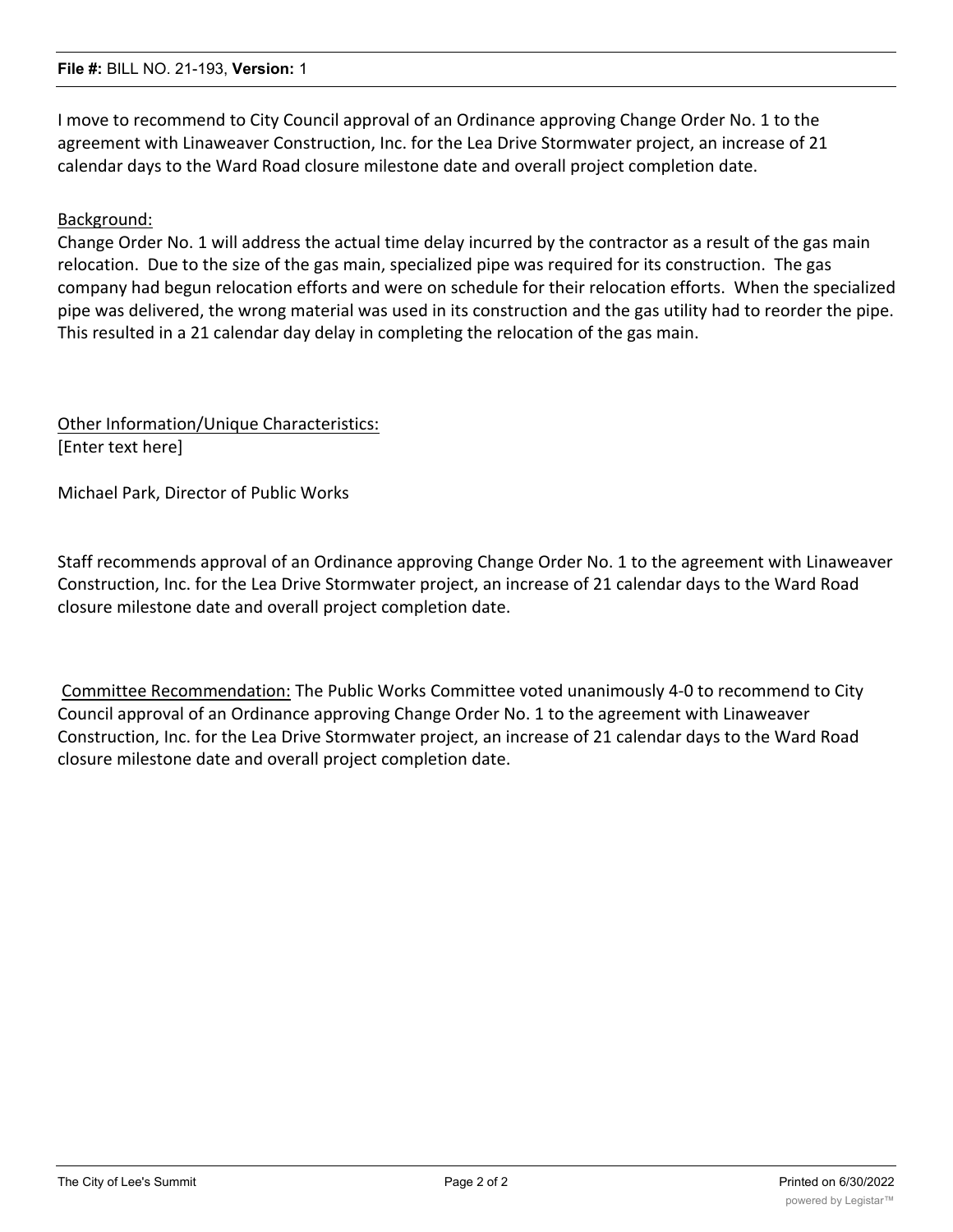**File #:** BILL NO. 21-193, **Version:** 1

I move to recommend to City Council approval of an Ordinance approving Change Order No. 1 to the agreement with Linaweaver Construction, Inc. for the Lea Drive Stormwater project, an increase of 21 calendar days to the Ward Road closure milestone date and overall project completion date.

Background:

Change Order No. 1 will address the actual time delay incurred by the contractor as a result of the gas main relocation. Due to the size of the gas main, specialized pipe was required for its construction. The gas company had begun relocation efforts and were on schedule for their relocation efforts. When the specialized pipe was delivered, the wrong material was used in its construction and the gas utility had to reorder the pipe. This resulted in a 21 calendar day delay in completing the relocation of the gas main.

Other Information/Unique Characteristics:

[Enter text here]

Michael Park, Director of Public Works

Staff recommends approval of an Ordinance approving Change Order No. 1 to the agreement with Linaweaver Construction, Inc. for the Lea Drive Stormwater project, an increase of 21 calendar days to the Ward Road closure milestone date and overall project completion date.

Committee Recommendation: The Public Works Committee voted unanimously 4-0 to recommend to City Council approval of an Ordinance approving Change Order No. 1 to the agreement with Linaweaver Construction, Inc. for the Lea Drive Stormwater project, an increase of 21 calendar days to the Ward Road closure milestone date and overall project completion date.